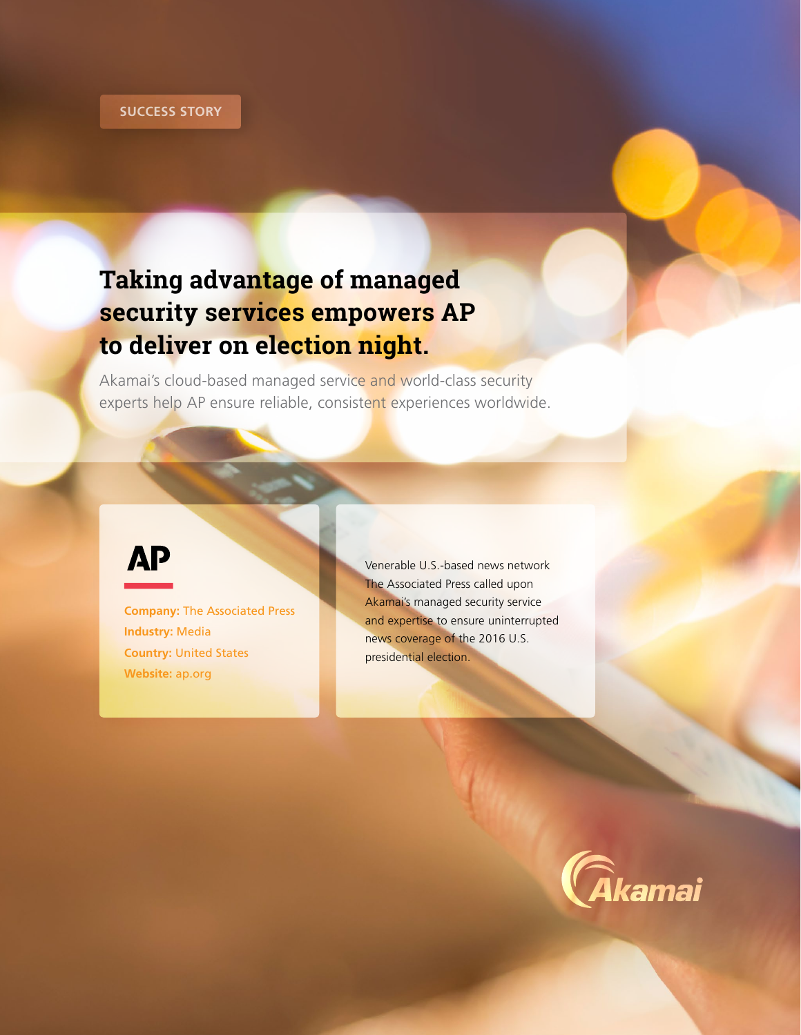SUCCESS STORY

# Taking advantage of managed security services empowers AP to deliver on election night.

Akamai's cloud-based managed service and world-class security experts help AP ensure reliable, consistent experiences worldwide.

AP

**Company:** The Associated Press
**Industry:** Media
**Country:** United States
**Website:** ap.org

Venerable U.S.-based news network The Associated Press called upon Akamai's managed security service and expertise to ensure uninterrupted news coverage of the 2016 U.S. presidential election.

Akamai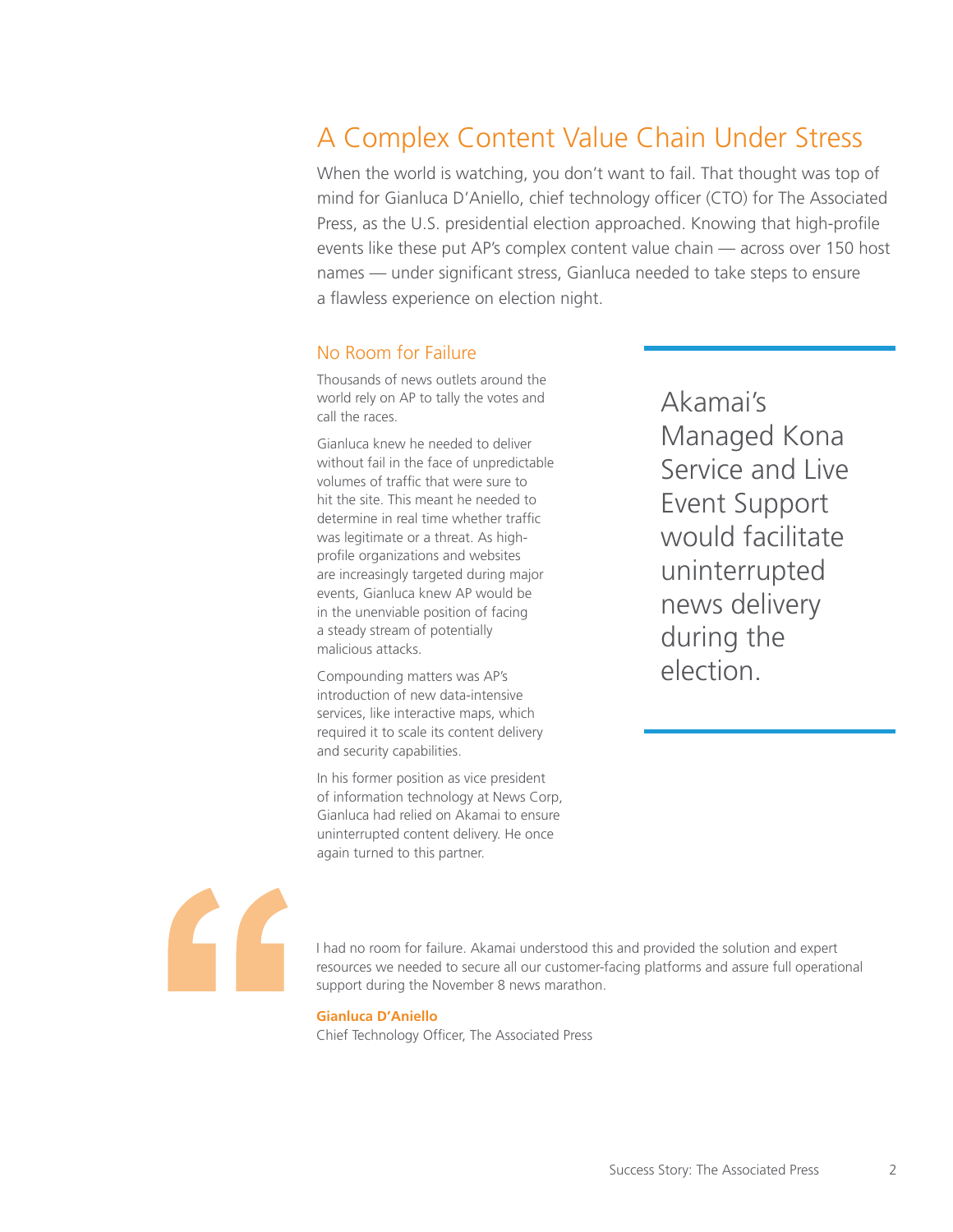# A Complex Content Value Chain Under Stress

When the world is watching, you don't want to fail. That thought was top of mind for Gianluca D'Aniello, chief technology officer (CTO) for The Associated Press, as the U.S. presidential election approached. Knowing that high-profile events like these put AP's complex content value chain — across over 150 host names — under significant stress, Gianluca needed to take steps to ensure a flawless experience on election night.

## No Room for Failure

Thousands of news outlets around the world rely on AP to tally the votes and call the races.

Gianluca knew he needed to deliver without fail in the face of unpredictable volumes of traffic that were sure to hit the site. This meant he needed to determine in real time whether traffic was legitimate or a threat. As high-profile organizations and websites are increasingly targeted during major events, Gianluca knew AP would be in the unenviable position of facing a steady stream of potentially malicious attacks.

Compounding matters was AP's introduction of new data-intensive services, like interactive maps, which required it to scale its content delivery and security capabilities.

In his former position as vice president of information technology at News Corp, Gianluca had relied on Akamai to ensure uninterrupted content delivery. He once again turned to this partner.

> Akamai's Managed Kona Service and Live Event Support would facilitate uninterrupted news delivery during the election.

> I had no room for failure. Akamai understood this and provided the solution and expert resources we needed to secure all our customer-facing platforms and assure full operational support during the November 8 news marathon.
>
> **Gianluca D'Aniello**
> Chief Technology Officer, The Associated Press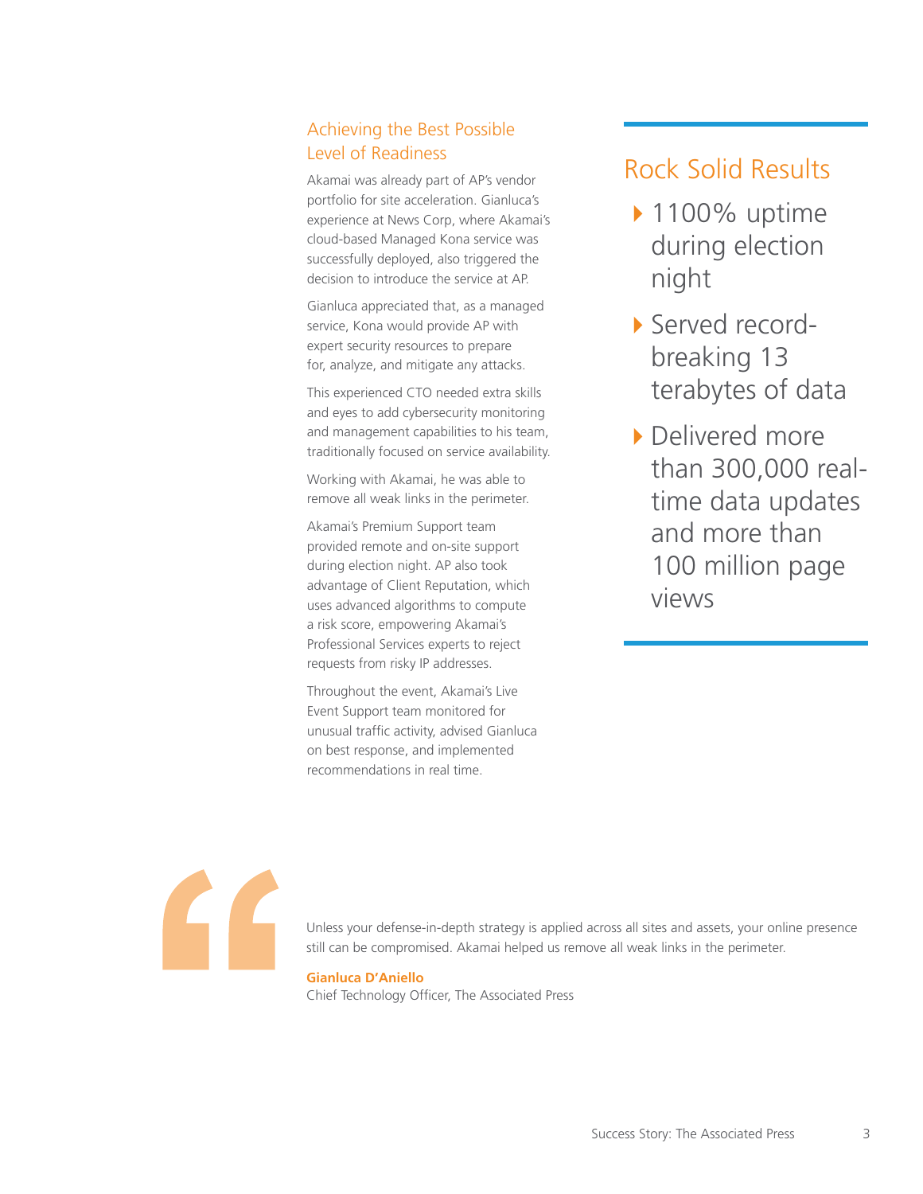## Achieving the Best Possible Level of Readiness

Akamai was already part of AP's vendor portfolio for site acceleration. Gianluca's experience at News Corp, where Akamai's cloud-based Managed Kona service was successfully deployed, also triggered the decision to introduce the service at AP.

Gianluca appreciated that, as a managed service, Kona would provide AP with expert security resources to prepare for, analyze, and mitigate any attacks.

This experienced CTO needed extra skills and eyes to add cybersecurity monitoring and management capabilities to his team, traditionally focused on service availability.

Working with Akamai, he was able to remove all weak links in the perimeter.

Akamai's Premium Support team provided remote and on-site support during election night. AP also took advantage of Client Reputation, which uses advanced algorithms to compute a risk score, empowering Akamai's Professional Services experts to reject requests from risky IP addresses.

Throughout the event, Akamai's Live Event Support team monitored for unusual traffic activity, advised Gianluca on best response, and implemented recommendations in real time.

## Rock Solid Results

- 1100% uptime during election night
- Served record-breaking 13 terabytes of data
- Delivered more than 300,000 real-time data updates and more than 100 million page views

> Unless your defense-in-depth strategy is applied across all sites and assets, your online presence still can be compromised. Akamai helped us remove all weak links in the perimeter.
>
> **Gianluca D'Aniello**
> Chief Technology Officer, The Associated Press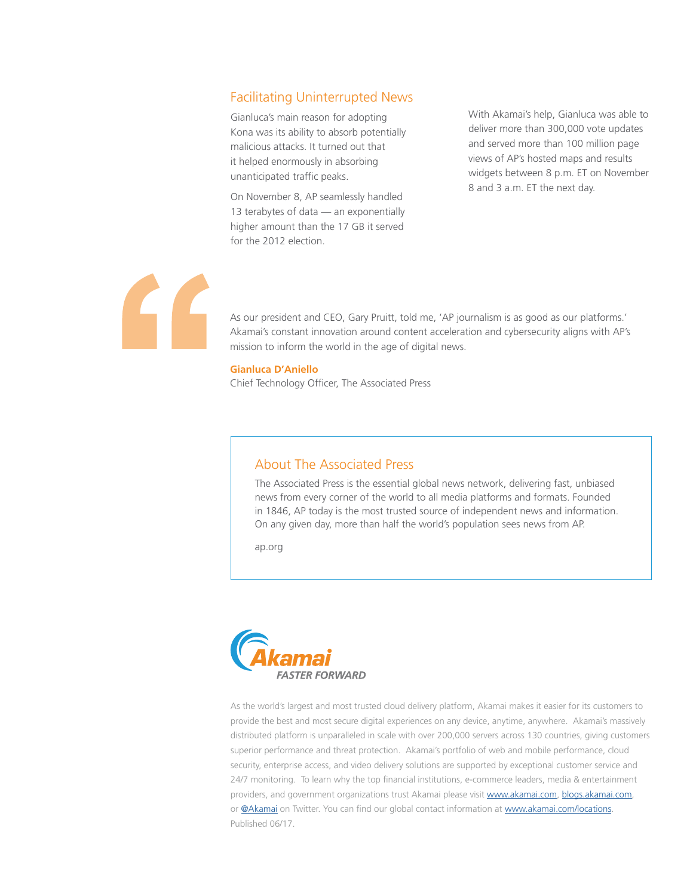## Facilitating Uninterrupted News

Gianluca's main reason for adopting Kona was its ability to absorb potentially malicious attacks. It turned out that it helped enormously in absorbing unanticipated traffic peaks.

On November 8, AP seamlessly handled 13 terabytes of data — an exponentially higher amount than the 17 GB it served for the 2012 election.

With Akamai's help, Gianluca was able to deliver more than 300,000 vote updates and served more than 100 million page views of AP's hosted maps and results widgets between 8 p.m. ET on November 8 and 3 a.m. ET the next day.

> As our president and CEO, Gary Pruitt, told me, 'AP journalism is as good as our platforms.' Akamai's constant innovation around content acceleration and cybersecurity aligns with AP's mission to inform the world in the age of digital news.
>
> **Gianluca D'Aniello**
> Chief Technology Officer, The Associated Press

## About The Associated Press

The Associated Press is the essential global news network, delivering fast, unbiased news from every corner of the world to all media platforms and formats. Founded in 1846, AP today is the most trusted source of independent news and information. On any given day, more than half the world's population sees news from AP.

ap.org

Akamai
FASTER FORWARD

As the world's largest and most trusted cloud delivery platform, Akamai makes it easier for its customers to provide the best and most secure digital experiences on any device, anytime, anywhere. Akamai's massively distributed platform is unparalleled in scale with over 200,000 servers across 130 countries, giving customers superior performance and threat protection. Akamai's portfolio of web and mobile performance, cloud security, enterprise access, and video delivery solutions are supported by exceptional customer service and 24/7 monitoring. To learn why the top financial institutions, e-commerce leaders, media & entertainment providers, and government organizations trust Akamai please visit www.akamai.com, blogs.akamai.com, or @Akamai on Twitter. You can find our global contact information at www.akamai.com/locations. Published 06/17.